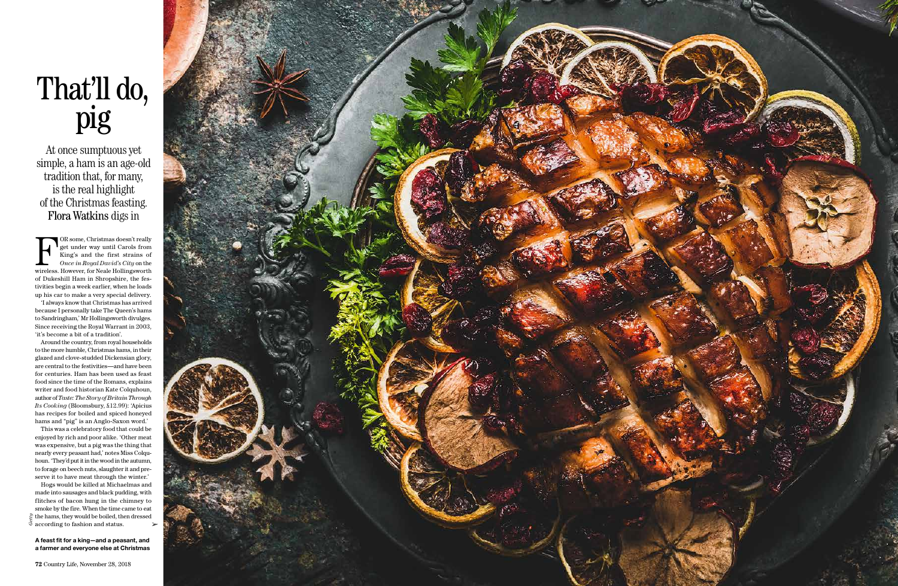# That'll do, pig

At once sumptuous yet simple, a ham is an age-old tradition that, for many, is the real highlight of the Christmas feasting. **Flora Watkins** digs in

FOR some, Christmas doesn't really get under way until Carols from King's and the first strains of *Once in Royal David's City* on the wireless. However, for Neale Hollingsworth of Dukeshill Ham in Shropshire, the festivities begin a week earlier, when he loads up his car to make a very special delivery.

'I always know that Christmas has arrived because I personally take The Queen's hams to Sandringham,' Mr Hollingsworth divulges. Since receiving the Royal Warrant in 2003, 'it's become a bit of a tradition'.

Around the country, from royal households to the more humble, Christmas hams, in their glazed and clove-studded Dickensian glory, are central to the festivities—and have been for centuries. Ham has been used as feast food since the time of the Romans, explains writer and food historian Kate Colquhoun, author of *Taste: The Story of Britain Through Its Cooking* (Bloomsbury, £12.99): 'Apicius has recipes for boiled and spiced honeyed hams and "pig" is an Anglo-Saxon word.'

This was a celebratory food that could be enjoyed by rich and poor alike. 'Other meat was expensive, but a pig was the thing that nearly every peasant had,' notes Miss Colquhoun. 'They'd put it in the wood in the autumn, to forage on beech nuts, slaughter it and preserve it to have meat through the winter.'

Hogs would be killed at Michaelmas and made into sausages and black pudding, with flitches of bacon hung in the chimney to smoke by the fire. When the time came to eat the hams, they would be boiled, then dressed according to fashion and status.

**A feast fit for a king—and a peasant, and a farmer and everyone else at Christmas**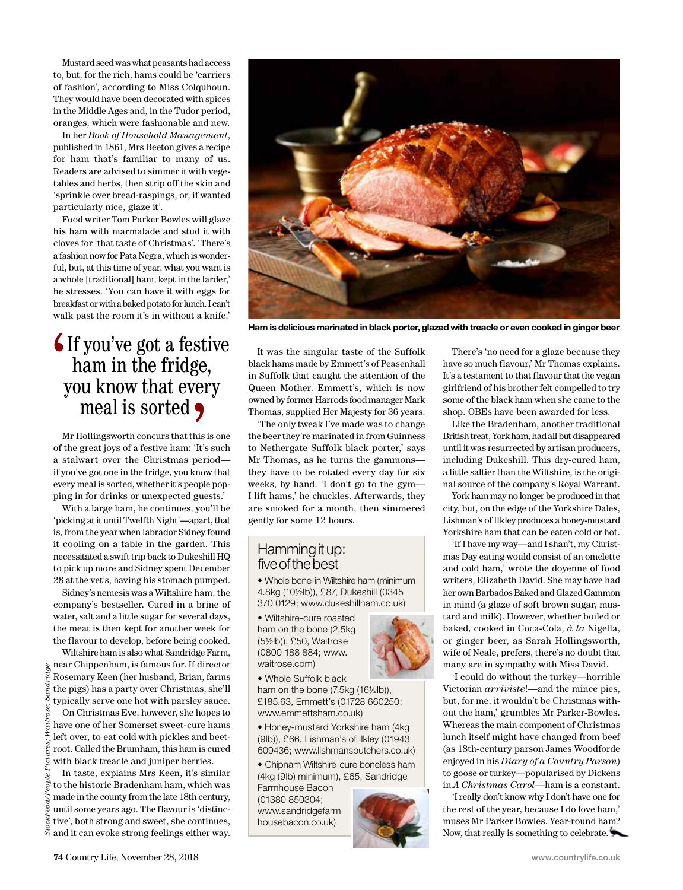Mustard seed was what peasants had access to, but, for the rich, hams could be 'carriers of fashion', according to Miss Colquhoun. They would have been decorated with spices in the Middle Ages and, in the Tudor period, oranges, which were fashionable and new.

In her *Book of Household Management*, published in 1861, Mrs Beeton gives a recipe for ham that's familiar to many of us. Readers are advised to simmer it with vegetables and herbs, then strip off the skin and 'sprinkle over bread-raspings, or, if wanted particularly nice, glaze it'.

Food writer Tom Parker Bowles will glaze his ham with marmalade and stud it with cloves for 'that taste of Christmas'. 'There's a fashion now for Pata Negra, which is wonderful, but, at this time of year, what you want is a whole [traditional] ham, kept in the larder,' he stresses. 'You can have it with eggs for breakfast or with a baked potato for lunch. I can't walk past the room it's in without a knife.'

> 'If you've got a festive ham in the fridge, you know that every meal is sorted'

Mr Hollingsworth concurs that this is one of the great joys of a festive ham: 'It's such a stalwart over the Christmas period—if you've got one in the fridge, you know that every meal is sorted, whether it's people popping in for drinks or unexpected guests.'

With a large ham, he continues, you'll be 'picking at it until Twelfth Night'—apart, that is, from the year when labrador Sidney found it cooling on a table in the garden. This necessitated a swift trip back to Dukeshill HQ to pick up more and Sidney spent December 28 at the vet's, having his stomach pumped.

Sidney's nemesis was a Wiltshire ham, the company's bestseller. Cured in a brine of water, salt and a little sugar for several days, the meat is then kept for another week for the flavour to develop, before being cooked.

Wiltshire ham is also what Sandridge Farm, near Chippenham, is famous for. If director Rosemary Keen (her husband, Brian, farms the pigs) has a party over Christmas, she'll typically serve one hot with parsley sauce.

On Christmas Eve, however, she hopes to have one of her Somerset sweet-cure hams left over, to eat cold with pickles and beetroot. Called the Brumham, this ham is cured with black treacle and juniper berries.

In taste, explains Mrs Keen, it's similar to the historic Bradenham ham, which was made in the county from the late 18th century, until some years ago. The flavour is 'distinctive', both strong and sweet, she continues, and it can evoke strong feelings either way.

Ham is delicious marinated in black porter, glazed with treacle or even cooked in ginger beer

It was the singular taste of the Suffolk black hams made by Emmett's of Peasenhall in Suffolk that caught the attention of the Queen Mother. Emmett's, which is now owned by former Harrods food manager Mark Thomas, supplied Her Majesty for 36 years.

'The only tweak I've made was to change the beer they're marinated in from Guinness to Nethergate Suffolk black porter,' says Mr Thomas, as he turns the gammons—they have to be rotated every day for six weeks, by hand. 'I don't go to the gym—I lift hams,' he chuckles. Afterwards, they are smoked for a month, then simmered gently for some 12 hours.

## Hamming it up: five of the best

- Whole bone-in Wiltshire ham (minimum 4.8kg (10½lb)), £87, Dukeshill (0345 370 0129; www.dukeshillham.co.uk)
- Wiltshire-cure roasted ham on the bone (2.5kg (5½lb)), £50, Waitrose (0800 188 884; www.waitrose.com)
- Whole Suffolk black ham on the bone (7.5kg (16½lb)), £185.63, Emmett's (01728 660250; www.emmettsham.co.uk)
- Honey-mustard Yorkshire ham (4kg (9lb)), £66, Lishman's of Ilkley (01943 609436; www.lishmansbutchers.co.uk)
- Chipnam Wiltshire-cure boneless ham (4kg (9lb) minimum), £65, Sandridge Farmhouse Bacon (01380 850304; www.sandridgefarmhousebacon.co.uk)

There's 'no need for a glaze because they have so much flavour,' Mr Thomas explains. It's a testament to that flavour that the vegan girlfriend of his brother felt compelled to try some of the black ham when she came to the shop. OBEs have been awarded for less.

Like the Bradenham, another traditional British treat, York ham, had all but disappeared until it was resurrected by artisan producers, including Dukeshill. This dry-cured ham, a little saltier than the Wiltshire, is the original source of the company's Royal Warrant.

York ham may no longer be produced in that city, but, on the edge of the Yorkshire Dales, Lishman's of Ilkley produces a honey-mustard Yorkshire ham that can be eaten cold or hot.

'If I have my way—and I shan't, my Christmas Day eating would consist of an omelette and cold ham,' wrote the doyenne of food writers, Elizabeth David. She may have had her own Barbados Baked and Glazed Gammon in mind (a glaze of soft brown sugar, mustard and milk). However, whether boiled or baked, cooked in Coca-Cola, *à la* Nigella, or ginger beer, as Sarah Hollingsworth, wife of Neale, prefers, there's no doubt that many are in sympathy with Miss David.

'I could do without the turkey—horrible Victorian *arriviste*!—and the mince pies, but, for me, it wouldn't be Christmas without the ham,' grumbles Mr Parker-Bowles. Whereas the main component of Christmas lunch itself might have changed from beef (as 18th-century parson James Woodforde enjoyed in his *Diary of a Country Parson*) to goose or turkey—popularised by Dickens in *A Christmas Carol*—ham is a constant.

'I really don't know why I don't have one for the rest of the year, because I do love ham,' muses Mr Parker Bowles. Year-round ham? Now, that really is something to celebrate.

*StockFood/People Pictures; Waitrose; Sandridge*